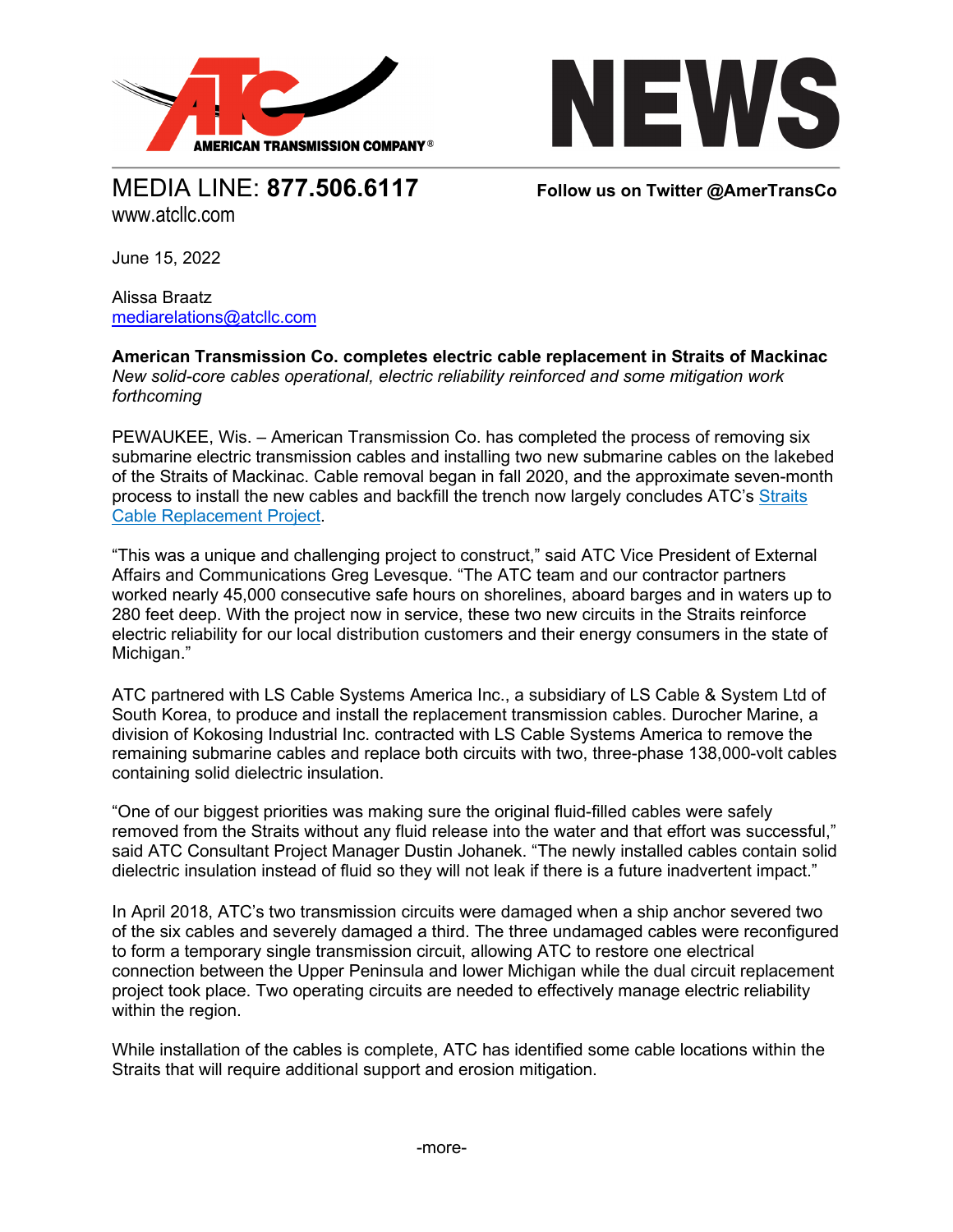AMERICAN TRANSMISSION COMPANY®

# NEWS

MEDIA LINE: **877.506.6117**
www.atcllc.com

**Follow us on Twitter @AmerTransCo**

June 15, 2022

Alissa Braatz
mediarelations@atcllc.com

**American Transmission Co. completes electric cable replacement in Straits of Mackinac**
*New solid-core cables operational, electric reliability reinforced and some mitigation work forthcoming*

PEWAUKEE, Wis. – American Transmission Co. has completed the process of removing six submarine electric transmission cables and installing two new submarine cables on the lakebed of the Straits of Mackinac. Cable removal began in fall 2020, and the approximate seven-month process to install the new cables and backfill the trench now largely concludes ATC's Straits Cable Replacement Project.

"This was a unique and challenging project to construct," said ATC Vice President of External Affairs and Communications Greg Levesque. "The ATC team and our contractor partners worked nearly 45,000 consecutive safe hours on shorelines, aboard barges and in waters up to 280 feet deep. With the project now in service, these two new circuits in the Straits reinforce electric reliability for our local distribution customers and their energy consumers in the state of Michigan."

ATC partnered with LS Cable Systems America Inc., a subsidiary of LS Cable & System Ltd of South Korea, to produce and install the replacement transmission cables. Durocher Marine, a division of Kokosing Industrial Inc. contracted with LS Cable Systems America to remove the remaining submarine cables and replace both circuits with two, three-phase 138,000-volt cables containing solid dielectric insulation.

"One of our biggest priorities was making sure the original fluid-filled cables were safely removed from the Straits without any fluid release into the water and that effort was successful," said ATC Consultant Project Manager Dustin Johanek. "The newly installed cables contain solid dielectric insulation instead of fluid so they will not leak if there is a future inadvertent impact."

In April 2018, ATC's two transmission circuits were damaged when a ship anchor severed two of the six cables and severely damaged a third. The three undamaged cables were reconfigured to form a temporary single transmission circuit, allowing ATC to restore one electrical connection between the Upper Peninsula and lower Michigan while the dual circuit replacement project took place. Two operating circuits are needed to effectively manage electric reliability within the region.

While installation of the cables is complete, ATC has identified some cable locations within the Straits that will require additional support and erosion mitigation.

-more-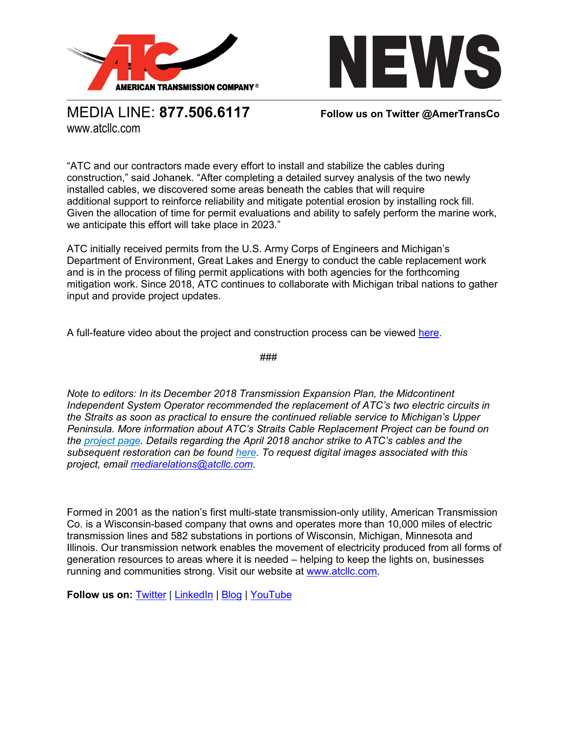MEDIA LINE: **877.506.6117**

www.atcllc.com

**Follow us on Twitter @AmerTransCo**

"ATC and our contractors made every effort to install and stabilize the cables during construction," said Johanek. "After completing a detailed survey analysis of the two newly installed cables, we discovered some areas beneath the cables that will require additional support to reinforce reliability and mitigate potential erosion by installing rock fill. Given the allocation of time for permit evaluations and ability to safely perform the marine work, we anticipate this effort will take place in 2023."

ATC initially received permits from the U.S. Army Corps of Engineers and Michigan's Department of Environment, Great Lakes and Energy to conduct the cable replacement work and is in the process of filing permit applications with both agencies for the forthcoming mitigation work. Since 2018, ATC continues to collaborate with Michigan tribal nations to gather input and provide project updates.

A full-feature video about the project and construction process can be viewed here.

###

*Note to editors: In its December 2018 Transmission Expansion Plan, the Midcontinent Independent System Operator recommended the replacement of ATC's two electric circuits in the Straits as soon as practical to ensure the continued reliable service to Michigan's Upper Peninsula. More information about ATC's Straits Cable Replacement Project can be found on the project page. Details regarding the April 2018 anchor strike to ATC's cables and the subsequent restoration can be found here. To request digital images associated with this project, email mediarelations@atcllc.com.*

Formed in 2001 as the nation's first multi-state transmission-only utility, American Transmission Co. is a Wisconsin-based company that owns and operates more than 10,000 miles of electric transmission lines and 582 substations in portions of Wisconsin, Michigan, Minnesota and Illinois. Our transmission network enables the movement of electricity produced from all forms of generation resources to areas where it is needed – helping to keep the lights on, businesses running and communities strong. Visit our website at www.atcllc.com.

**Follow us on:** Twitter | LinkedIn | Blog | YouTube